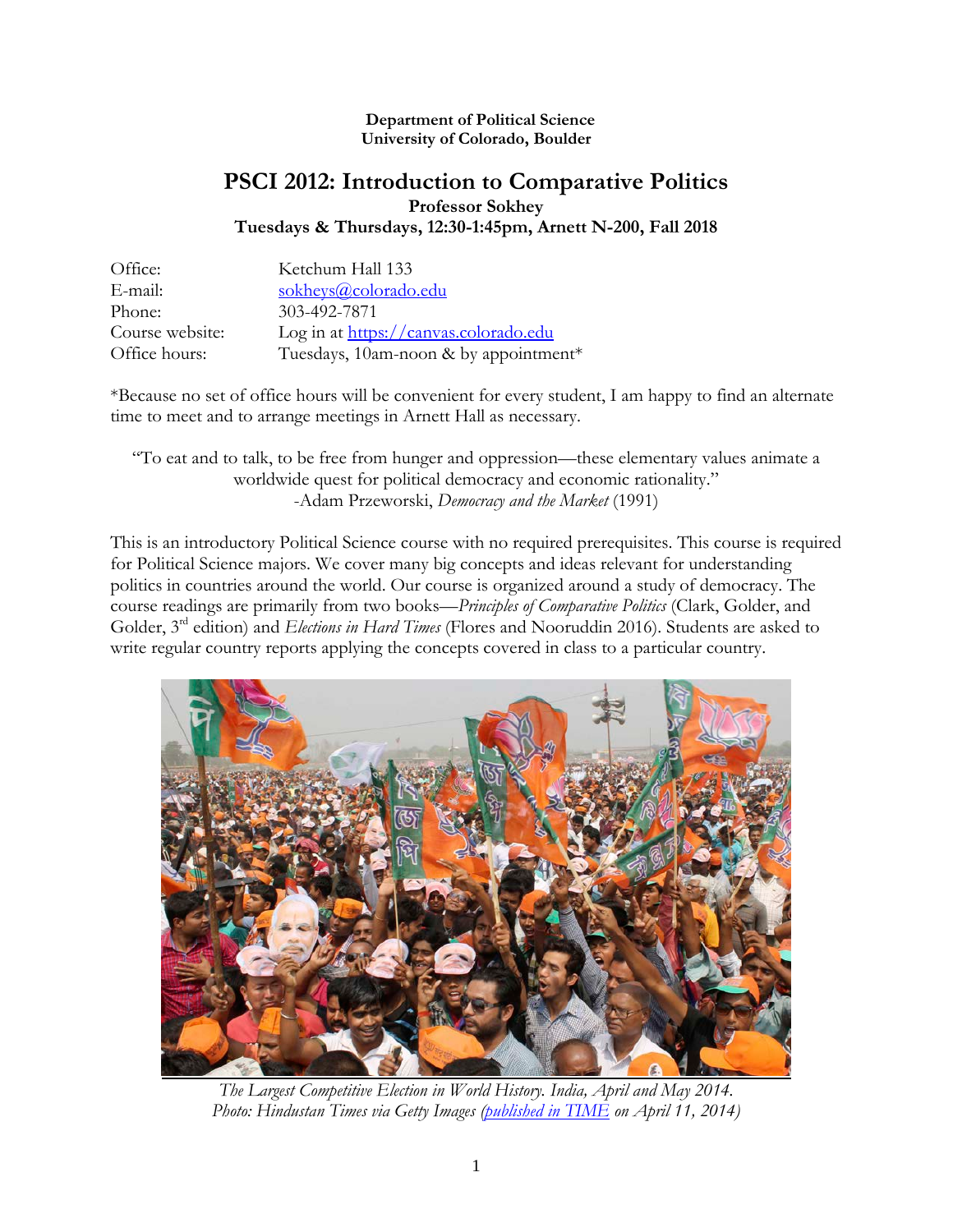**Department of Political Science**
**University of Colorado, Boulder**

# PSCI 2012: Introduction to Comparative Politics

**Professor Sokhey**
**Tuesdays & Thursdays, 12:30-1:45pm, Arnett N-200, Fall 2018**

| | |
|---|---|
| Office: | Ketchum Hall 133 |
| E-mail: | sokheys@colorado.edu |
| Phone: | 303-492-7871 |
| Course website: | Log in at https://canvas.colorado.edu |
| Office hours: | Tuesdays, 10am-noon & by appointment* |

*Because no set of office hours will be convenient for every student, I am happy to find an alternate time to meet and to arrange meetings in Arnett Hall as necessary.

"To eat and to talk, to be free from hunger and oppression—these elementary values animate a worldwide quest for political democracy and economic rationality."
-Adam Przeworski, *Democracy and the Market* (1991)

This is an introductory Political Science course with no required prerequisites. This course is required for Political Science majors. We cover many big concepts and ideas relevant for understanding politics in countries around the world. Our course is organized around a study of democracy. The course readings are primarily from two books—*Principles of Comparative Politics* (Clark, Golder, and Golder, 3rd edition) and *Elections in Hard Times* (Flores and Nooruddin 2016). Students are asked to write regular country reports applying the concepts covered in class to a particular country.

*The Largest Competitive Election in World History. India, April and May 2014.*
*Photo: Hindustan Times via Getty Images (published in TIME on April 11, 2014)*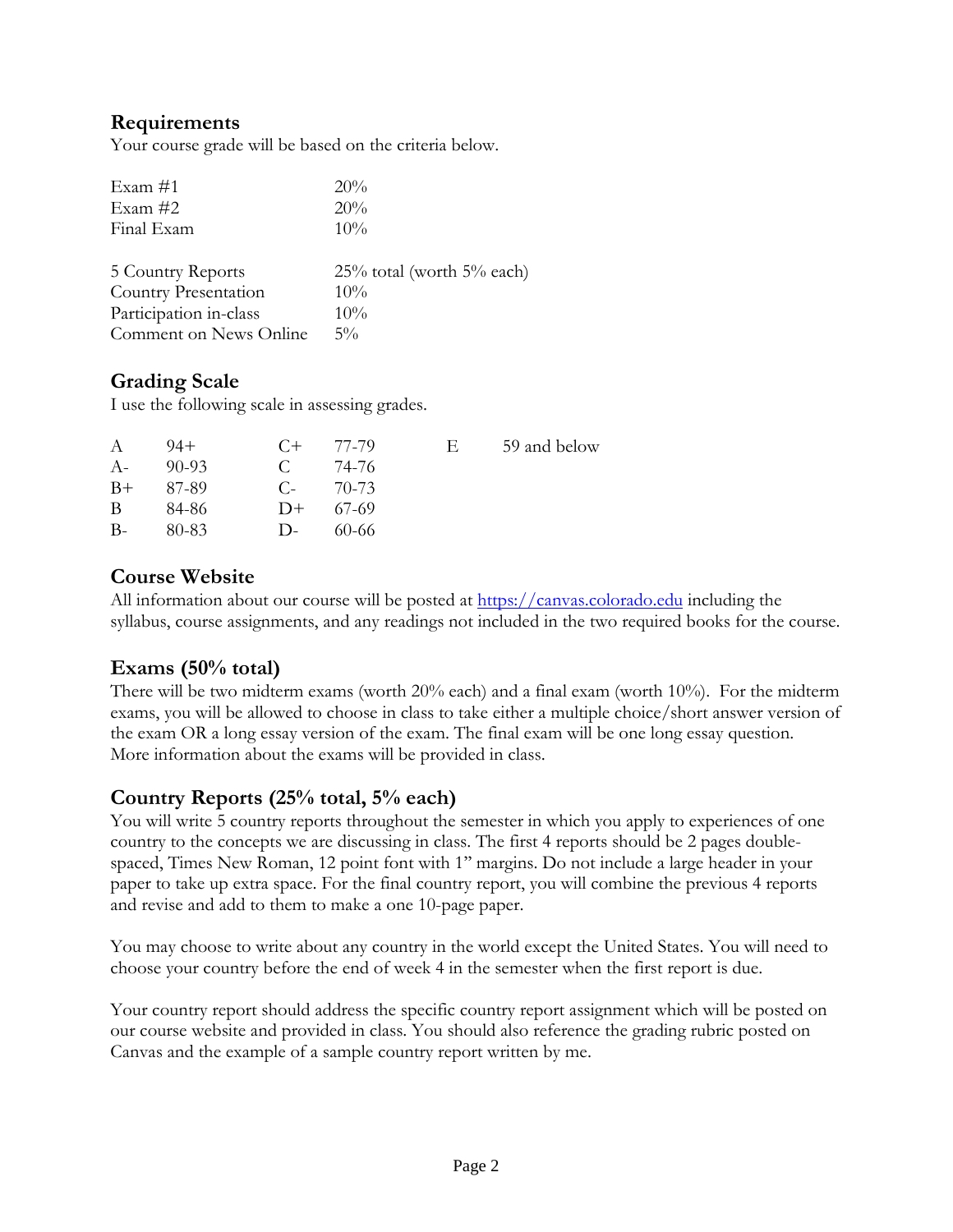## Requirements

Your course grade will be based on the criteria below.

| | |
|---|---|
| Exam #1 | 20% |
| Exam #2 | 20% |
| Final Exam | 10% |
| | |
| 5 Country Reports | 25% total (worth 5% each) |
| Country Presentation | 10% |
| Participation in-class | 10% |
| Comment on News Online | 5% |

## Grading Scale

I use the following scale in assessing grades.

| | | | | | |
|---|---|---|---|---|---|
| A | 94+ | C+ | 77-79 | E | 59 and below |
| A- | 90-93 | C | 74-76 | | |
| B+ | 87-89 | C- | 70-73 | | |
| B | 84-86 | D+ | 67-69 | | |
| B- | 80-83 | D- | 60-66 | | |

## Course Website

All information about our course will be posted at [https://canvas.colorado.edu](https://canvas.colorado.edu) including the syllabus, course assignments, and any readings not included in the two required books for the course.

## Exams (50% total)

There will be two midterm exams (worth 20% each) and a final exam (worth 10%). For the midterm exams, you will be allowed to choose in class to take either a multiple choice/short answer version of the exam OR a long essay version of the exam. The final exam will be one long essay question. More information about the exams will be provided in class.

## Country Reports (25% total, 5% each)

You will write 5 country reports throughout the semester in which you apply to experiences of one country to the concepts we are discussing in class. The first 4 reports should be 2 pages double-spaced, Times New Roman, 12 point font with 1" margins. Do not include a large header in your paper to take up extra space. For the final country report, you will combine the previous 4 reports and revise and add to them to make a one 10-page paper.

You may choose to write about any country in the world except the United States. You will need to choose your country before the end of week 4 in the semester when the first report is due.

Your country report should address the specific country report assignment which will be posted on our course website and provided in class. You should also reference the grading rubric posted on Canvas and the example of a sample country report written by me.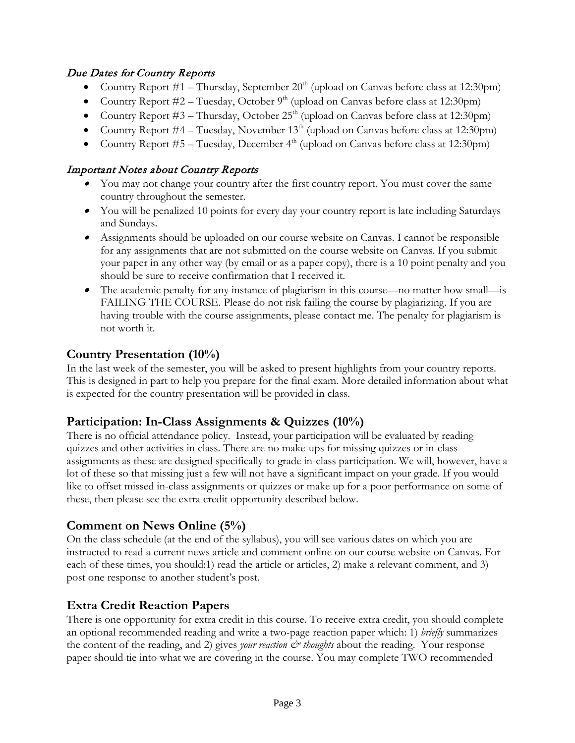*Due Dates for Country Reports*

- Country Report #1 – Thursday, September 20th (upload on Canvas before class at 12:30pm)
- Country Report #2 – Tuesday, October 9th (upload on Canvas before class at 12:30pm)
- Country Report #3 – Thursday, October 25th (upload on Canvas before class at 12:30pm)
- Country Report #4 – Tuesday, November 13th (upload on Canvas before class at 12:30pm)
- Country Report #5 – Tuesday, December 4th (upload on Canvas before class at 12:30pm)

*Important Notes about Country Reports*

- You may not change your country after the first country report. You must cover the same country throughout the semester.
- You will be penalized 10 points for every day your country report is late including Saturdays and Sundays.
- Assignments should be uploaded on our course website on Canvas. I cannot be responsible for any assignments that are not submitted on the course website on Canvas. If you submit your paper in any other way (by email or as a paper copy), there is a 10 point penalty and you should be sure to receive confirmation that I received it.
- The academic penalty for any instance of plagiarism in this course—no matter how small—is FAILING THE COURSE. Please do not risk failing the course by plagiarizing. If you are having trouble with the course assignments, please contact me. The penalty for plagiarism is not worth it.

## Country Presentation (10%)

In the last week of the semester, you will be asked to present highlights from your country reports. This is designed in part to help you prepare for the final exam. More detailed information about what is expected for the country presentation will be provided in class.

## Participation: In-Class Assignments & Quizzes (10%)

There is no official attendance policy. Instead, your participation will be evaluated by reading quizzes and other activities in class. There are no make-ups for missing quizzes or in-class assignments as these are designed specifically to grade in-class participation. We will, however, have a lot of these so that missing just a few will not have a significant impact on your grade. If you would like to offset missed in-class assignments or quizzes or make up for a poor performance on some of these, then please see the extra credit opportunity described below.

## Comment on News Online (5%)

On the class schedule (at the end of the syllabus), you will see various dates on which you are instructed to read a current news article and comment online on our course website on Canvas. For each of these times, you should:1) read the article or articles, 2) make a relevant comment, and 3) post one response to another student's post.

## Extra Credit Reaction Papers

There is one opportunity for extra credit in this course. To receive extra credit, you should complete an optional recommended reading and write a two-page reaction paper which: 1) *briefly* summarizes the content of the reading, and 2) gives *your reaction & thoughts* about the reading. Your response paper should tie into what we are covering in the course. You may complete TWO recommended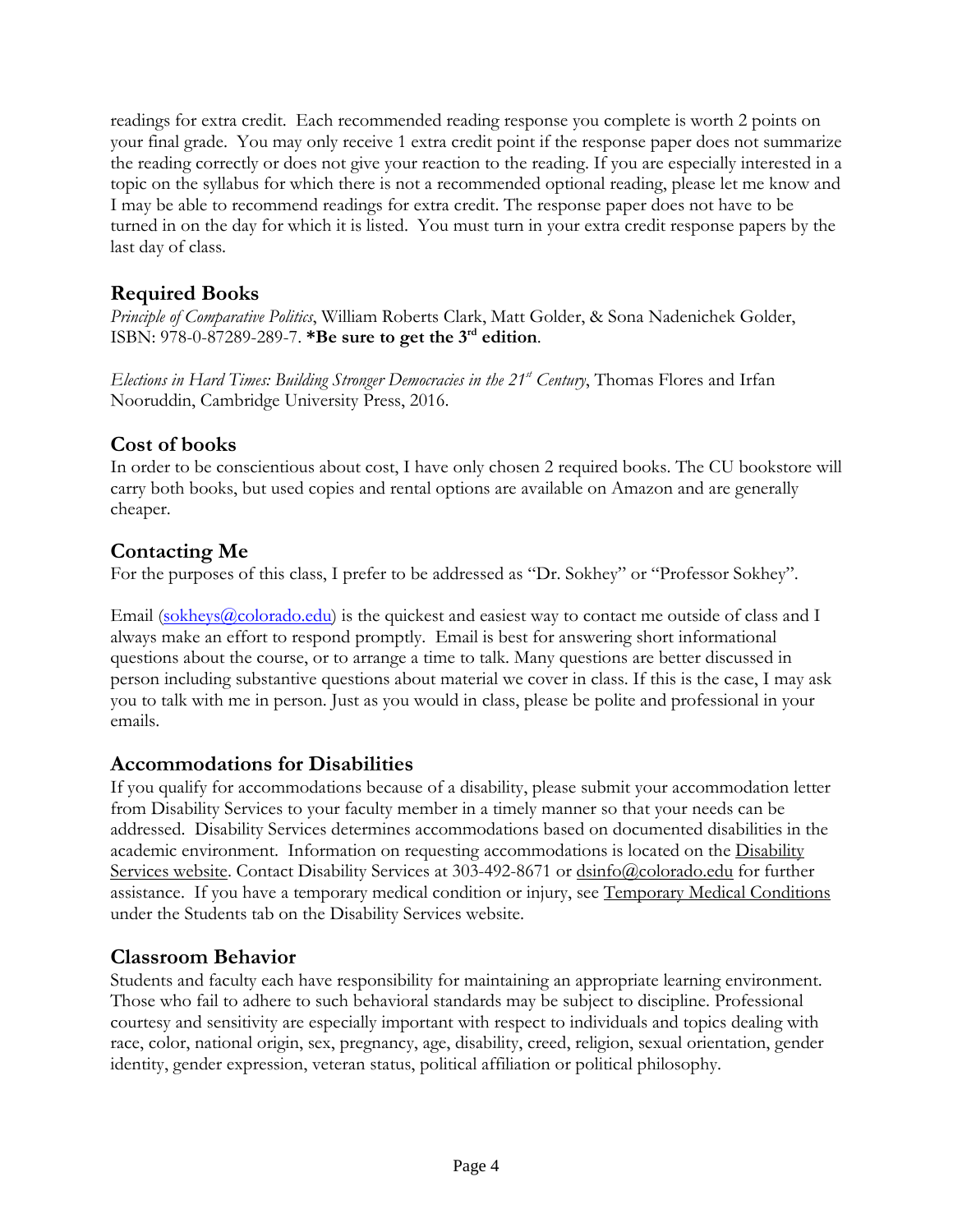readings for extra credit. Each recommended reading response you complete is worth 2 points on your final grade. You may only receive 1 extra credit point if the response paper does not summarize the reading correctly or does not give your reaction to the reading. If you are especially interested in a topic on the syllabus for which there is not a recommended optional reading, please let me know and I may be able to recommend readings for extra credit. The response paper does not have to be turned in on the day for which it is listed. You must turn in your extra credit response papers by the last day of class.

## Required Books

*Principle of Comparative Politics*, William Roberts Clark, Matt Golder, & Sona Nadenichek Golder, ISBN: 978-0-87289-289-7. **\*Be sure to get the 3rd edition**.

*Elections in Hard Times: Building Stronger Democracies in the 21st Century*, Thomas Flores and Irfan Nooruddin, Cambridge University Press, 2016.

## Cost of books

In order to be conscientious about cost, I have only chosen 2 required books. The CU bookstore will carry both books, but used copies and rental options are available on Amazon and are generally cheaper.

## Contacting Me

For the purposes of this class, I prefer to be addressed as "Dr. Sokhey" or "Professor Sokhey".

Email (sokheys@colorado.edu) is the quickest and easiest way to contact me outside of class and I always make an effort to respond promptly. Email is best for answering short informational questions about the course, or to arrange a time to talk. Many questions are better discussed in person including substantive questions about material we cover in class. If this is the case, I may ask you to talk with me in person. Just as you would in class, please be polite and professional in your emails.

## Accommodations for Disabilities

If you qualify for accommodations because of a disability, please submit your accommodation letter from Disability Services to your faculty member in a timely manner so that your needs can be addressed. Disability Services determines accommodations based on documented disabilities in the academic environment. Information on requesting accommodations is located on the Disability Services website. Contact Disability Services at 303-492-8671 or dsinfo@colorado.edu for further assistance. If you have a temporary medical condition or injury, see Temporary Medical Conditions under the Students tab on the Disability Services website.

## Classroom Behavior

Students and faculty each have responsibility for maintaining an appropriate learning environment. Those who fail to adhere to such behavioral standards may be subject to discipline. Professional courtesy and sensitivity are especially important with respect to individuals and topics dealing with race, color, national origin, sex, pregnancy, age, disability, creed, religion, sexual orientation, gender identity, gender expression, veteran status, political affiliation or political philosophy.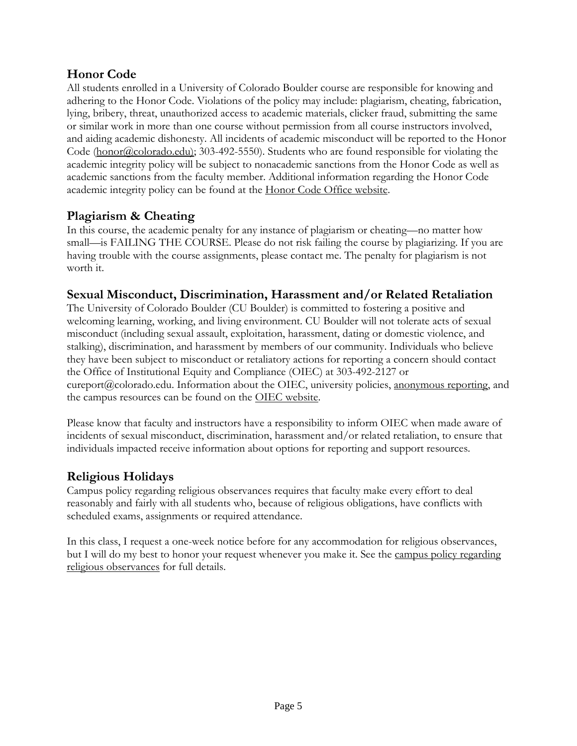## Honor Code

All students enrolled in a University of Colorado Boulder course are responsible for knowing and adhering to the Honor Code. Violations of the policy may include: plagiarism, cheating, fabrication, lying, bribery, threat, unauthorized access to academic materials, clicker fraud, submitting the same or similar work in more than one course without permission from all course instructors involved, and aiding academic dishonesty. All incidents of academic misconduct will be reported to the Honor Code (honor@colorado.edu); 303-492-5550). Students who are found responsible for violating the academic integrity policy will be subject to nonacademic sanctions from the Honor Code as well as academic sanctions from the faculty member. Additional information regarding the Honor Code academic integrity policy can be found at the Honor Code Office website.

## Plagiarism & Cheating

In this course, the academic penalty for any instance of plagiarism or cheating—no matter how small—is FAILING THE COURSE. Please do not risk failing the course by plagiarizing. If you are having trouble with the course assignments, please contact me. The penalty for plagiarism is not worth it.

## Sexual Misconduct, Discrimination, Harassment and/or Related Retaliation

The University of Colorado Boulder (CU Boulder) is committed to fostering a positive and welcoming learning, working, and living environment. CU Boulder will not tolerate acts of sexual misconduct (including sexual assault, exploitation, harassment, dating or domestic violence, and stalking), discrimination, and harassment by members of our community. Individuals who believe they have been subject to misconduct or retaliatory actions for reporting a concern should contact the Office of Institutional Equity and Compliance (OIEC) at 303-492-2127 or cureport@colorado.edu. Information about the OIEC, university policies, anonymous reporting, and the campus resources can be found on the OIEC website.

Please know that faculty and instructors have a responsibility to inform OIEC when made aware of incidents of sexual misconduct, discrimination, harassment and/or related retaliation, to ensure that individuals impacted receive information about options for reporting and support resources.

## Religious Holidays

Campus policy regarding religious observances requires that faculty make every effort to deal reasonably and fairly with all students who, because of religious obligations, have conflicts with scheduled exams, assignments or required attendance.

In this class, I request a one-week notice before for any accommodation for religious observances, but I will do my best to honor your request whenever you make it. See the campus policy regarding religious observances for full details.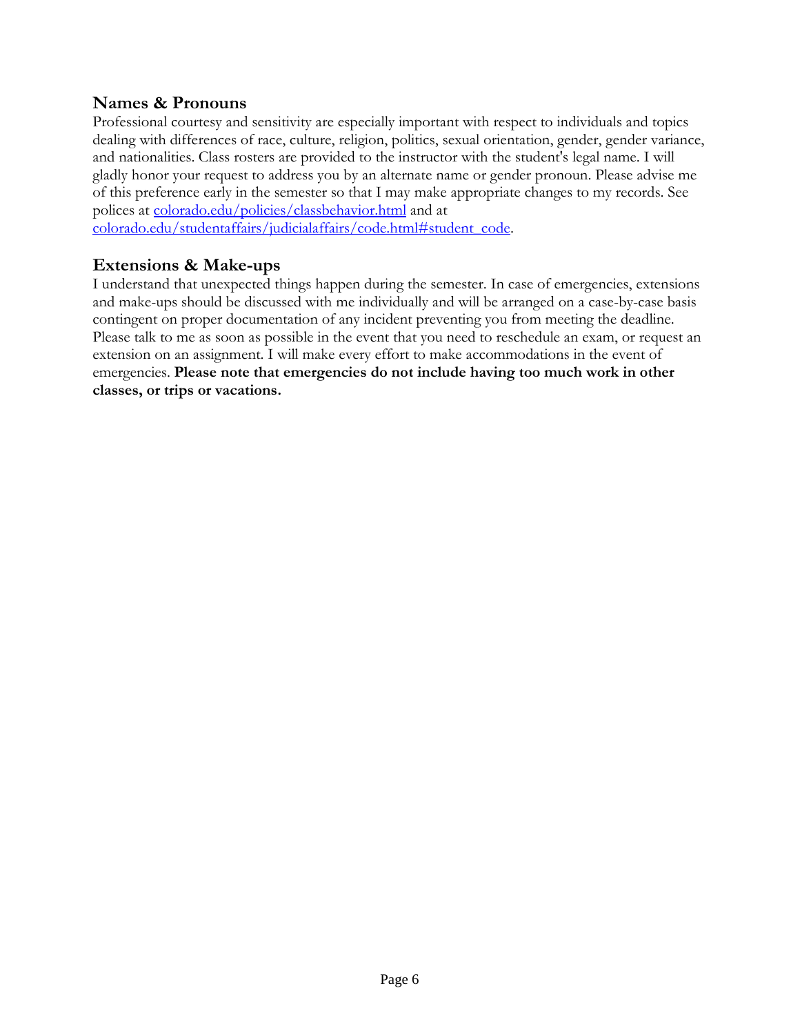## Names & Pronouns

Professional courtesy and sensitivity are especially important with respect to individuals and topics dealing with differences of race, culture, religion, politics, sexual orientation, gender, gender variance, and nationalities. Class rosters are provided to the instructor with the student's legal name. I will gladly honor your request to address you by an alternate name or gender pronoun. Please advise me of this preference early in the semester so that I may make appropriate changes to my records. See polices at [colorado.edu/policies/classbehavior.html](colorado.edu/policies/classbehavior.html) and at [colorado.edu/studentaffairs/judicialaffairs/code.html#student_code](colorado.edu/studentaffairs/judicialaffairs/code.html#student_code).

## Extensions & Make-ups

I understand that unexpected things happen during the semester. In case of emergencies, extensions and make-ups should be discussed with me individually and will be arranged on a case-by-case basis contingent on proper documentation of any incident preventing you from meeting the deadline. Please talk to me as soon as possible in the event that you need to reschedule an exam, or request an extension on an assignment. I will make every effort to make accommodations in the event of emergencies. **Please note that emergencies do not include having too much work in other classes, or trips or vacations.**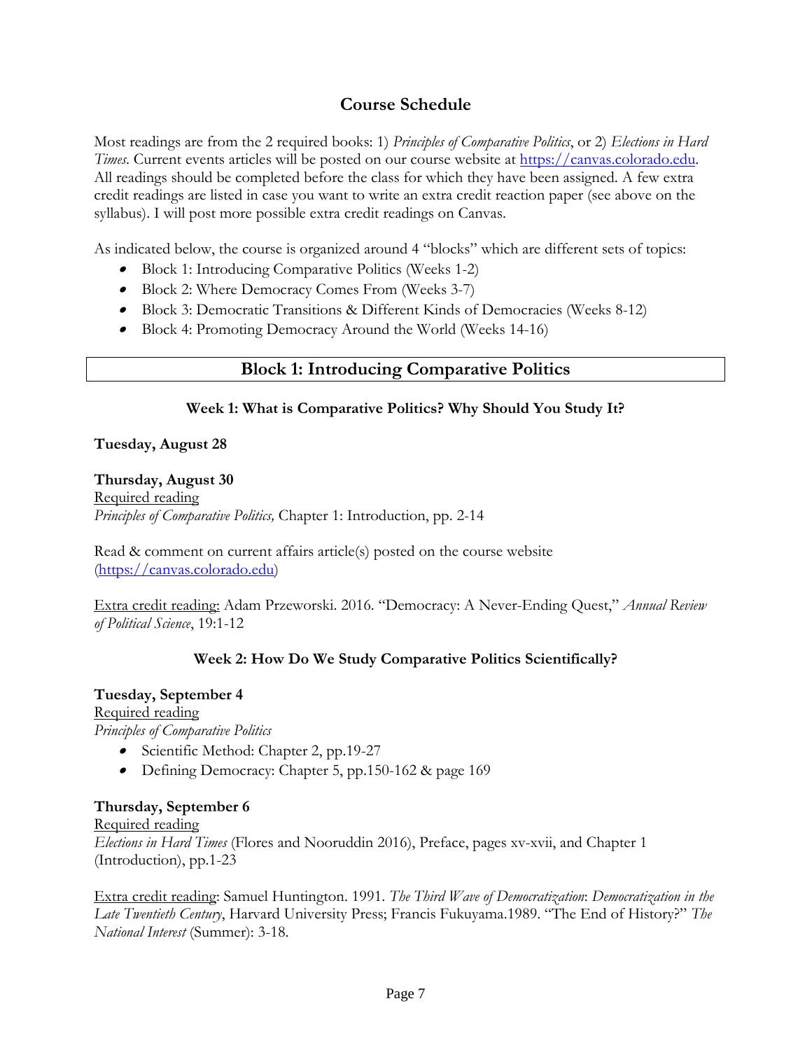# Course Schedule

Most readings are from the 2 required books: 1) *Principles of Comparative Politics*, or 2) *Elections in Hard Times*. Current events articles will be posted on our course website at https://canvas.colorado.edu. All readings should be completed before the class for which they have been assigned. A few extra credit readings are listed in case you want to write an extra credit reaction paper (see above on the syllabus). I will post more possible extra credit readings on Canvas.

As indicated below, the course is organized around 4 "blocks" which are different sets of topics:

- Block 1: Introducing Comparative Politics (Weeks 1-2)
- Block 2: Where Democracy Comes From (Weeks 3-7)
- Block 3: Democratic Transitions & Different Kinds of Democracies (Weeks 8-12)
- Block 4: Promoting Democracy Around the World (Weeks 14-16)

## Block 1: Introducing Comparative Politics

### Week 1: What is Comparative Politics? Why Should You Study It?

**Tuesday, August 28**

**Thursday, August 30**
Required reading
*Principles of Comparative Politics,* Chapter 1: Introduction, pp. 2-14

Read & comment on current affairs article(s) posted on the course website (https://canvas.colorado.edu)

Extra credit reading: Adam Przeworski. 2016. "Democracy: A Never-Ending Quest," *Annual Review of Political Science*, 19:1-12

### Week 2: How Do We Study Comparative Politics Scientifically?

**Tuesday, September 4**
Required reading
*Principles of Comparative Politics*

- Scientific Method: Chapter 2, pp.19-27
- Defining Democracy: Chapter 5, pp.150-162 & page 169

**Thursday, September 6**
Required reading
*Elections in Hard Times* (Flores and Nooruddin 2016), Preface, pages xv-xvii, and Chapter 1 (Introduction), pp.1-23

Extra credit reading: Samuel Huntington. 1991. *The Third Wave of Democratization*: *Democratization in the Late Twentieth Century*, Harvard University Press; Francis Fukuyama.1989. "The End of History?" *The National Interest* (Summer): 3-18.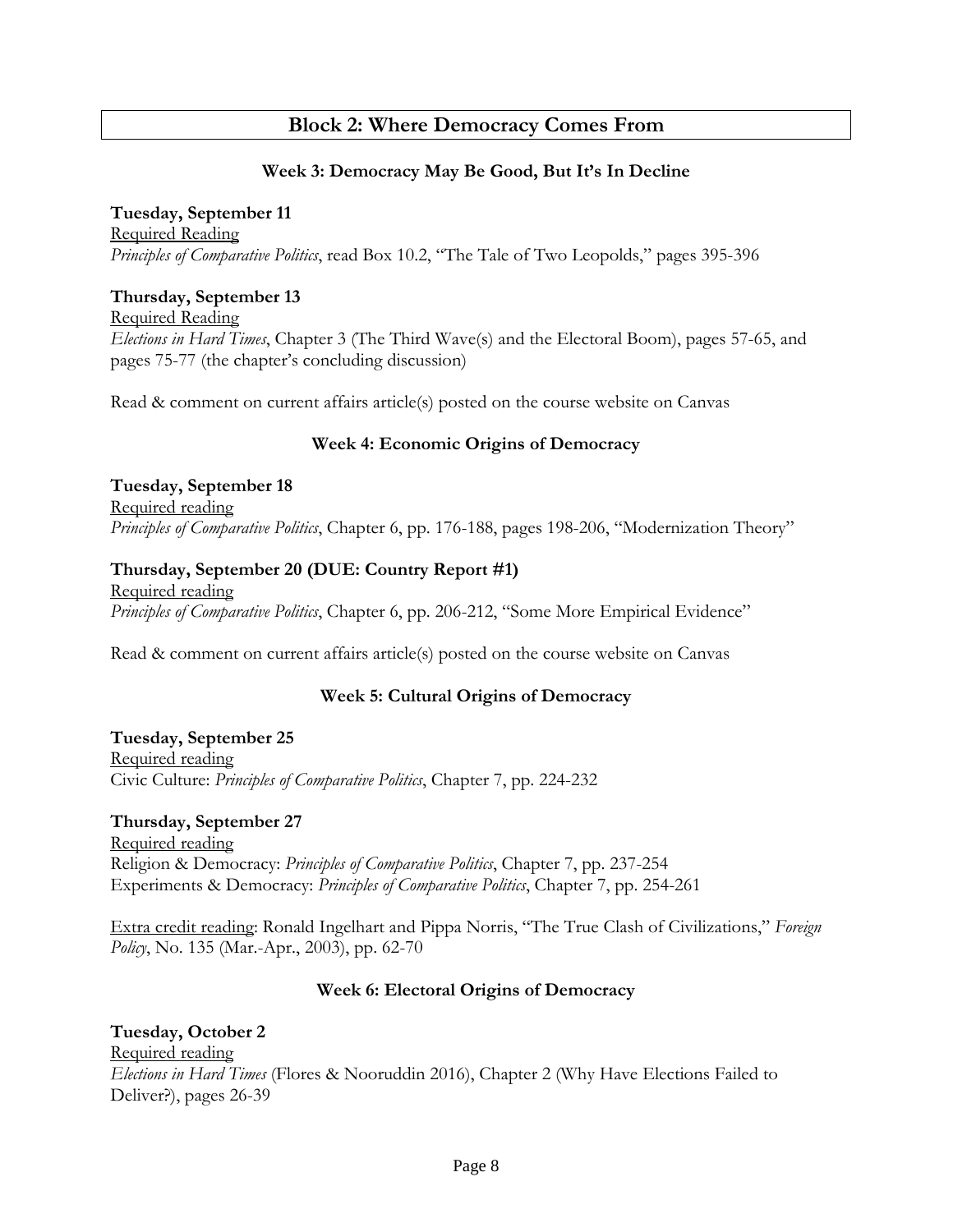## Block 2: Where Democracy Comes From

### Week 3: Democracy May Be Good, But It's In Decline

**Tuesday, September 11**

Required Reading

*Principles of Comparative Politics*, read Box 10.2, "The Tale of Two Leopolds," pages 395-396

**Thursday, September 13**

Required Reading

*Elections in Hard Times*, Chapter 3 (The Third Wave(s) and the Electoral Boom), pages 57-65, and pages 75-77 (the chapter's concluding discussion)

Read & comment on current affairs article(s) posted on the course website on Canvas

### Week 4: Economic Origins of Democracy

**Tuesday, September 18**

Required reading

*Principles of Comparative Politics*, Chapter 6, pp. 176-188, pages 198-206, "Modernization Theory"

**Thursday, September 20 (DUE: Country Report #1)**

Required reading

*Principles of Comparative Politics*, Chapter 6, pp. 206-212, "Some More Empirical Evidence"

Read & comment on current affairs article(s) posted on the course website on Canvas

### Week 5: Cultural Origins of Democracy

**Tuesday, September 25**

Required reading

Civic Culture: *Principles of Comparative Politics*, Chapter 7, pp. 224-232

**Thursday, September 27**

Required reading

Religion & Democracy: *Principles of Comparative Politics*, Chapter 7, pp. 237-254

Experiments & Democracy: *Principles of Comparative Politics*, Chapter 7, pp. 254-261

Extra credit reading: Ronald Ingelhart and Pippa Norris, "The True Clash of Civilizations," *Foreign Policy*, No. 135 (Mar.-Apr., 2003), pp. 62-70

### Week 6: Electoral Origins of Democracy

**Tuesday, October 2**

Required reading

*Elections in Hard Times* (Flores & Nooruddin 2016), Chapter 2 (Why Have Elections Failed to Deliver?), pages 26-39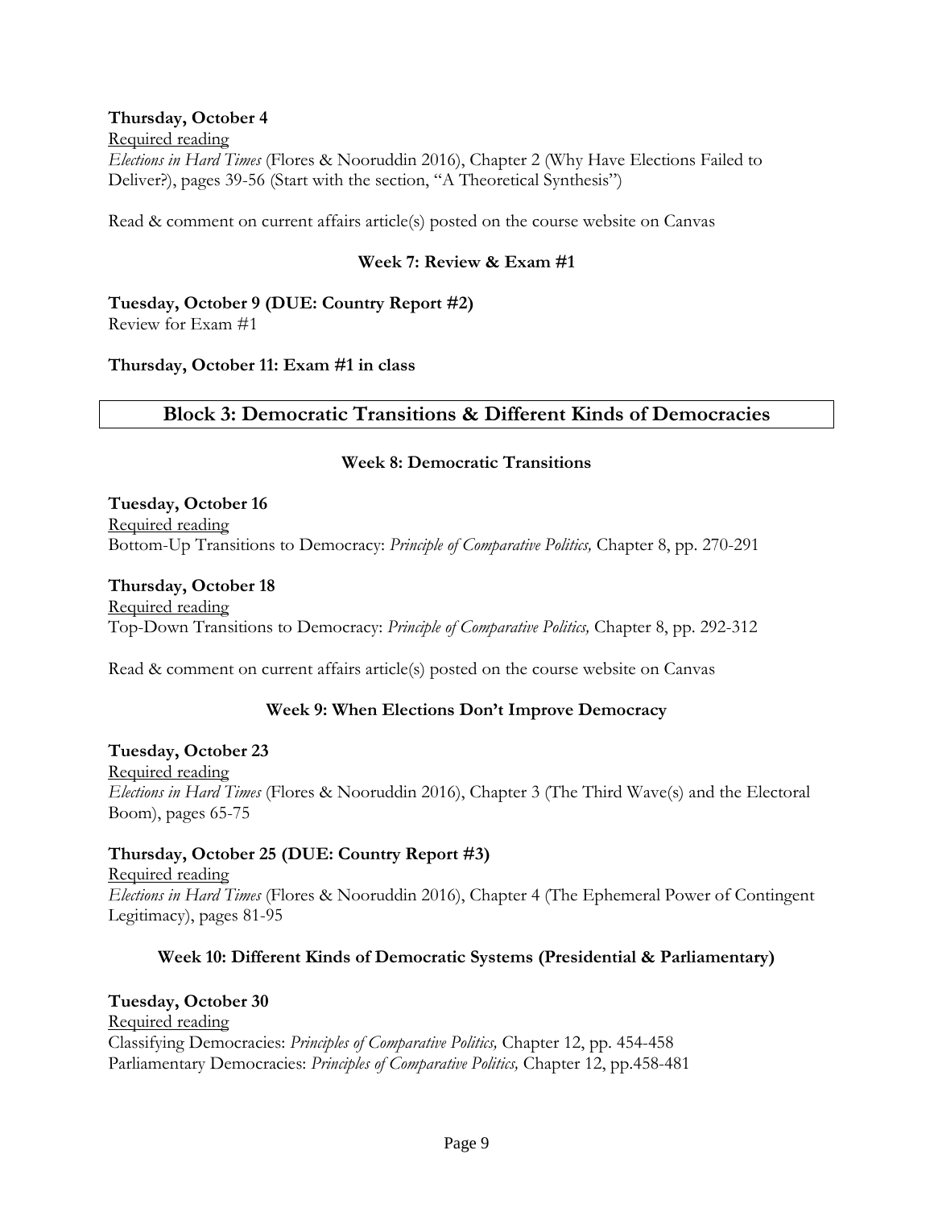**Thursday, October 4**

Required reading

*Elections in Hard Times* (Flores & Nooruddin 2016), Chapter 2 (Why Have Elections Failed to Deliver?), pages 39-56 (Start with the section, "A Theoretical Synthesis")

Read & comment on current affairs article(s) posted on the course website on Canvas

### Week 7: Review & Exam #1

**Tuesday, October 9 (DUE: Country Report #2)**

Review for Exam #1

**Thursday, October 11: Exam #1 in class**

## Block 3: Democratic Transitions & Different Kinds of Democracies

### Week 8: Democratic Transitions

**Tuesday, October 16**

Required reading

Bottom-Up Transitions to Democracy: *Principle of Comparative Politics,* Chapter 8, pp. 270-291

**Thursday, October 18**

Required reading

Top-Down Transitions to Democracy: *Principle of Comparative Politics,* Chapter 8, pp. 292-312

Read & comment on current affairs article(s) posted on the course website on Canvas

### Week 9: When Elections Don't Improve Democracy

**Tuesday, October 23**

Required reading

*Elections in Hard Times* (Flores & Nooruddin 2016), Chapter 3 (The Third Wave(s) and the Electoral Boom), pages 65-75

**Thursday, October 25 (DUE: Country Report #3)**

Required reading

*Elections in Hard Times* (Flores & Nooruddin 2016), Chapter 4 (The Ephemeral Power of Contingent Legitimacy), pages 81-95

### Week 10: Different Kinds of Democratic Systems (Presidential & Parliamentary)

**Tuesday, October 30**

Required reading

Classifying Democracies: *Principles of Comparative Politics,* Chapter 12, pp. 454-458

Parliamentary Democracies: *Principles of Comparative Politics,* Chapter 12, pp.458-481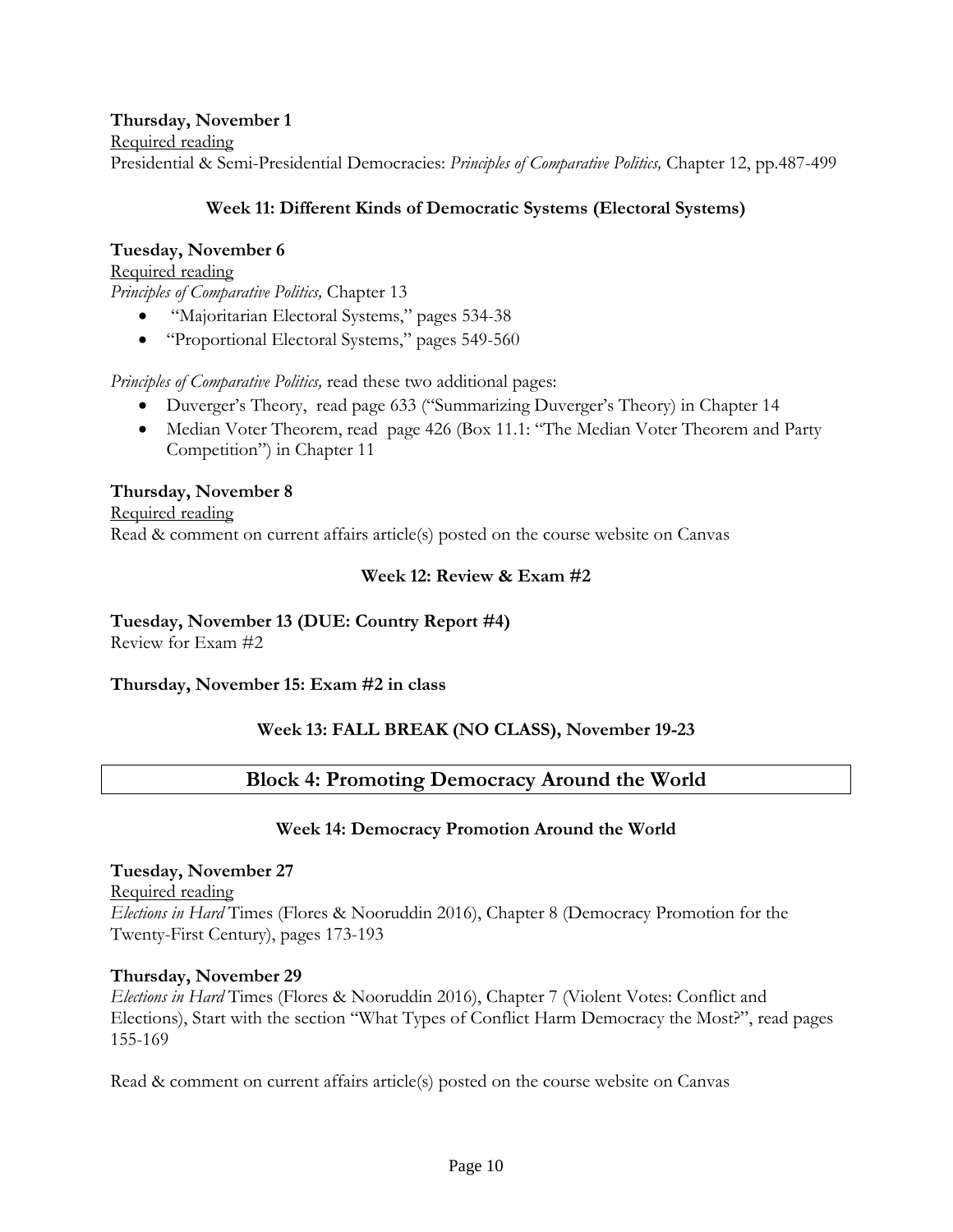**Thursday, November 1**

Required reading

Presidential & Semi-Presidential Democracies: *Principles of Comparative Politics,* Chapter 12, pp.487-499

### Week 11: Different Kinds of Democratic Systems (Electoral Systems)

**Tuesday, November 6**

Required reading

*Principles of Comparative Politics,* Chapter 13

- "Majoritarian Electoral Systems," pages 534-38
- "Proportional Electoral Systems," pages 549-560

*Principles of Comparative Politics,* read these two additional pages:

- Duverger's Theory, read page 633 ("Summarizing Duverger's Theory) in Chapter 14
- Median Voter Theorem, read page 426 (Box 11.1: "The Median Voter Theorem and Party Competition") in Chapter 11

**Thursday, November 8**

Required reading

Read & comment on current affairs article(s) posted on the course website on Canvas

### Week 12: Review & Exam #2

**Tuesday, November 13 (DUE: Country Report #4)**

Review for Exam #2

**Thursday, November 15: Exam #2 in class**

### Week 13: FALL BREAK (NO CLASS), November 19-23

## Block 4: Promoting Democracy Around the World

### Week 14: Democracy Promotion Around the World

**Tuesday, November 27**

Required reading

*Elections in Hard* Times (Flores & Nooruddin 2016), Chapter 8 (Democracy Promotion for the Twenty-First Century), pages 173-193

**Thursday, November 29**

*Elections in Hard* Times (Flores & Nooruddin 2016), Chapter 7 (Violent Votes: Conflict and Elections), Start with the section "What Types of Conflict Harm Democracy the Most?", read pages 155-169

Read & comment on current affairs article(s) posted on the course website on Canvas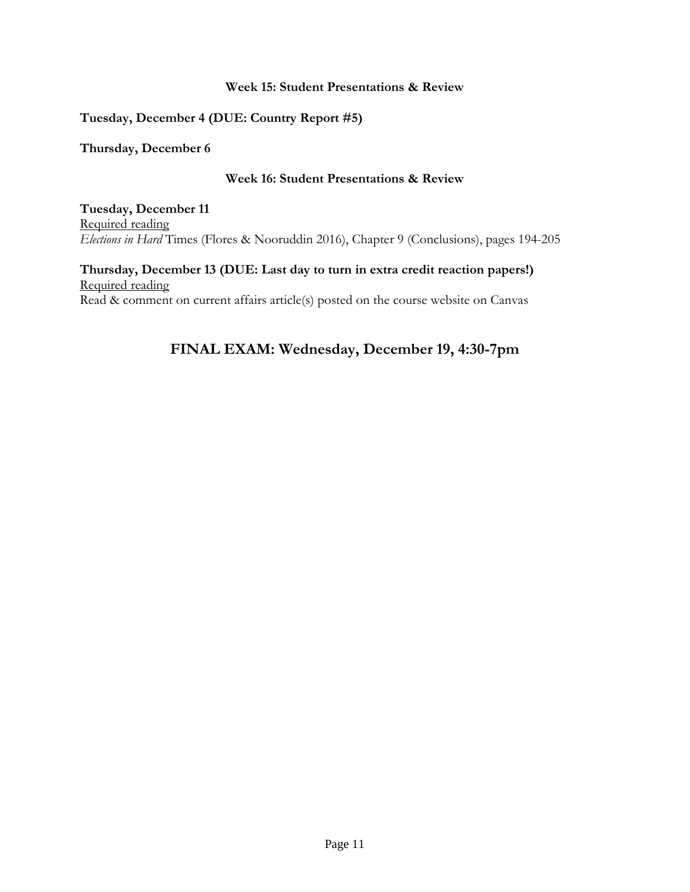### Week 15: Student Presentations & Review

**Tuesday, December 4 (DUE: Country Report #5)**

**Thursday, December 6**

### Week 16: Student Presentations & Review

**Tuesday, December 11**
Required reading
*Elections in Hard* Times (Flores & Nooruddin 2016), Chapter 9 (Conclusions), pages 194-205

**Thursday, December 13 (DUE: Last day to turn in extra credit reaction papers!)**
Required reading
Read & comment on current affairs article(s) posted on the course website on Canvas

## FINAL EXAM: Wednesday, December 19, 4:30-7pm